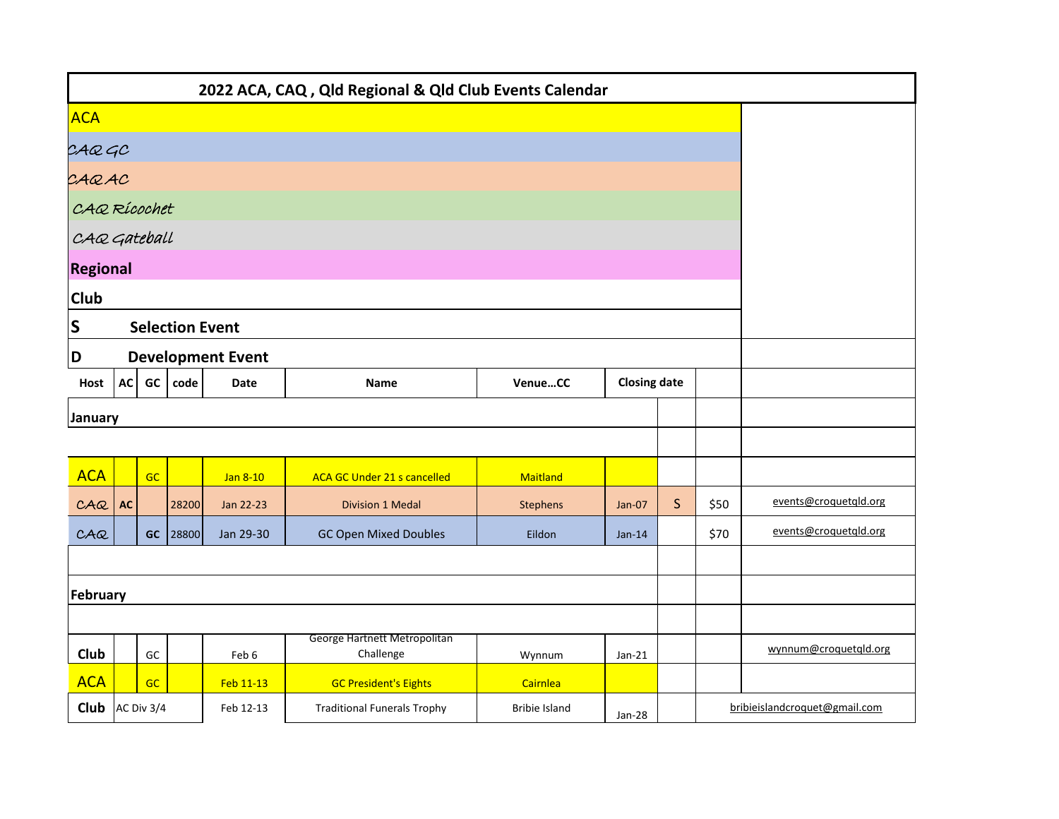# 2022 ACA, CAQ , Qld Regional & Qld Club Events Calendar

- ACA
- CAQ GC
- CAQ AC
- CAQ Ricochet
- CAQ Gateball
- **Regional**
- **Club**

**S** Selection Event

**D** Development Event

| Host | AC | GC | code | Date | Name | Venue…CC | Closing date | | | |
|---|---|---|---|---|---|---|---|---|---|---|
| **January** | | | | | | | | | | |
| ACA | | GC | | Jan 8-10 | ACA GC Under 21 s cancelled | Maitland | | | | |
| CAQ | AC | | 28200 | Jan 22-23 | Division 1 Medal | Stephens | Jan-07 | S | $50 | events@croquetqld.org |
| CAQ | | GC | 28800 | Jan 29-30 | GC Open Mixed Doubles | Eildon | Jan-14 | | $70 | events@croquetqld.org |
| **February** | | | | | | | | | | |
| Club | | GC | | Feb 6 | George Hartnett Metropolitan Challenge | Wynnum | Jan-21 | | | wynnum@croquetqld.org |
| ACA | | GC | | Feb 11-13 | GC President's Eights | Cairnlea | | | | |
| Club | AC Div 3/4 | | | Feb 12-13 | Traditional Funerals Trophy | Bribie Island | Jan-28 | | | bribieislandcroquet@gmail.com |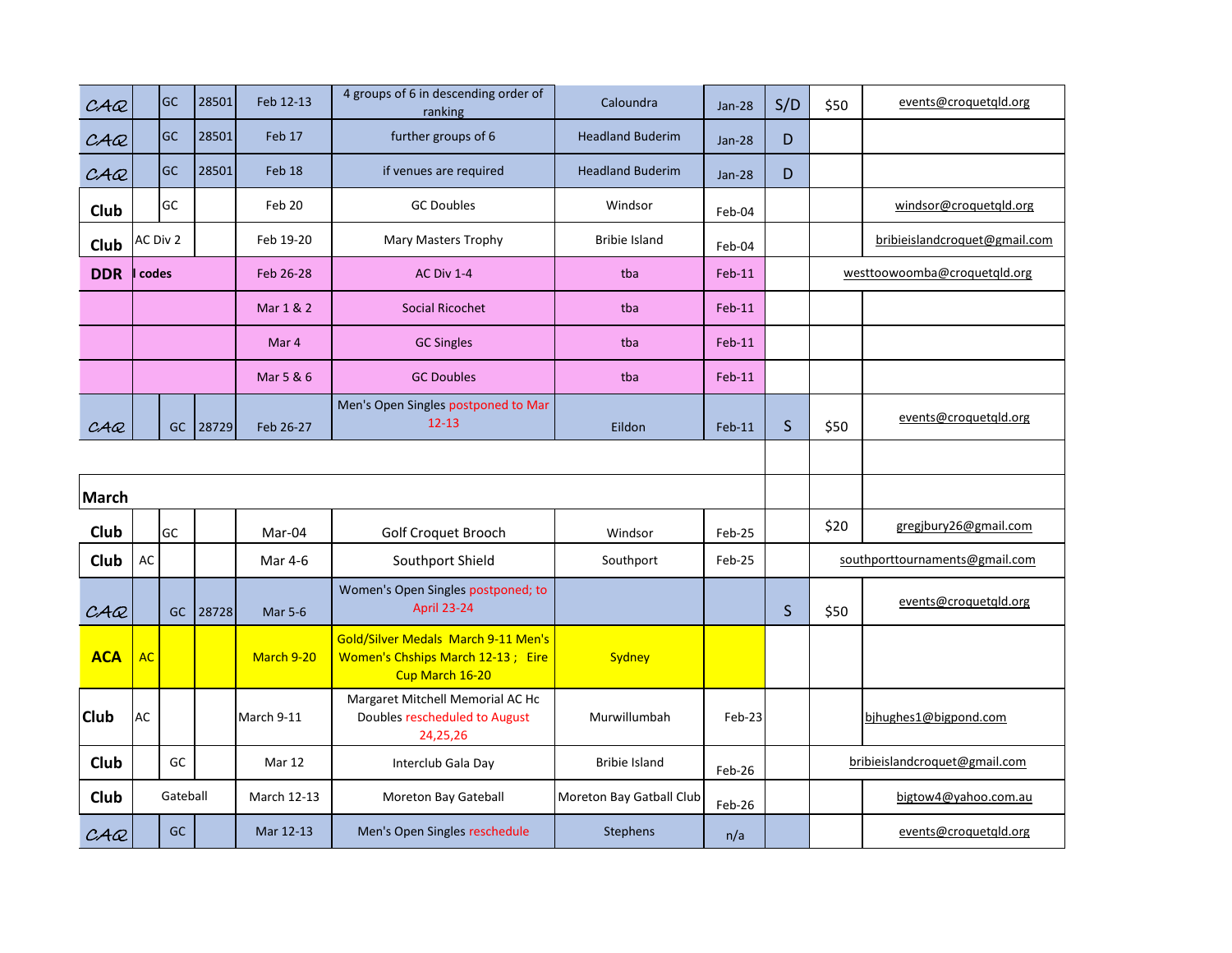| | | | | | | | | | | |
|---|---|---|---|---|---|---|---|---|---|---|
| CAQ | | GC | 28501 | Feb 12-13 | 4 groups of 6 in descending order of ranking | Caloundra | Jan-28 | S/D | $50 | events@croquetqld.org |
| CAQ | | GC | 28501 | Feb 17 | further groups of 6 | Headland Buderim | Jan-28 | D | | |
| CAQ | | GC | 28501 | Feb 18 | if venues are required | Headland Buderim | Jan-28 | D | | |
| Club | | GC | | Feb 20 | GC Doubles | Windsor | Feb-04 | | | windsor@croquetqld.org |
| Club | AC Div 2 | | | Feb 19-20 | Mary Masters Trophy | Bribie Island | Feb-04 | | | bribieislandcroquet@gmail.com |
| **DDR** | **l codes** | | | Feb 26-28 | AC Div 1-4 | tba | Feb-11 | | westtoowoomba@croquetqld.org | |
| | | | | Mar 1 & 2 | Social Ricochet | tba | Feb-11 | | | |
| | | | | Mar 4 | GC Singles | tba | Feb-11 | | | |
| | | | | Mar 5 & 6 | GC Doubles | tba | Feb-11 | | | |
| CAQ | | GC | 28729 | Feb 26-27 | Men's Open Singles postponed to Mar 12-13 | Eildon | Feb-11 | S | $50 | events@croquetqld.org |
| | | | | | | | | | | |
| **March** | | | | | | | | | | |
| Club | | GC | | Mar-04 | Golf Croquet Brooch | Windsor | Feb-25 | | $20 | gregjbury26@gmail.com |
| Club | AC | | | Mar 4-6 | Southport Shield | Southport | Feb-25 | | southporttournaments@gmail.com | |
| CAQ | | GC | 28728 | Mar 5-6 | Women's Open Singles postponed; to April 23-24 | | | S | $50 | events@croquetqld.org |
| **ACA** | AC | | | March 9-20 | Gold/Silver Medals March 9-11 Men's Women's Chships March 12-13 ; Eire Cup March 16-20 | Sydney | | | | |
| Club | AC | | | March 9-11 | Margaret Mitchell Memorial AC Hc Doubles rescheduled to August 24,25,26 | Murwillumbah | Feb-23 | | | bjhughes1@bigpond.com |
| Club | | GC | | Mar 12 | Interclub Gala Day | Bribie Island | Feb-26 | | bribieislandcroquet@gmail.com | |
| Club | Gateball | | | March 12-13 | Moreton Bay Gateball | Moreton Bay Gatball Club | Feb-26 | | | bigtow4@yahoo.com.au |
| CAQ | | GC | | Mar 12-13 | Men's Open Singles reschedule | Stephens | n/a | | | events@croquetqld.org |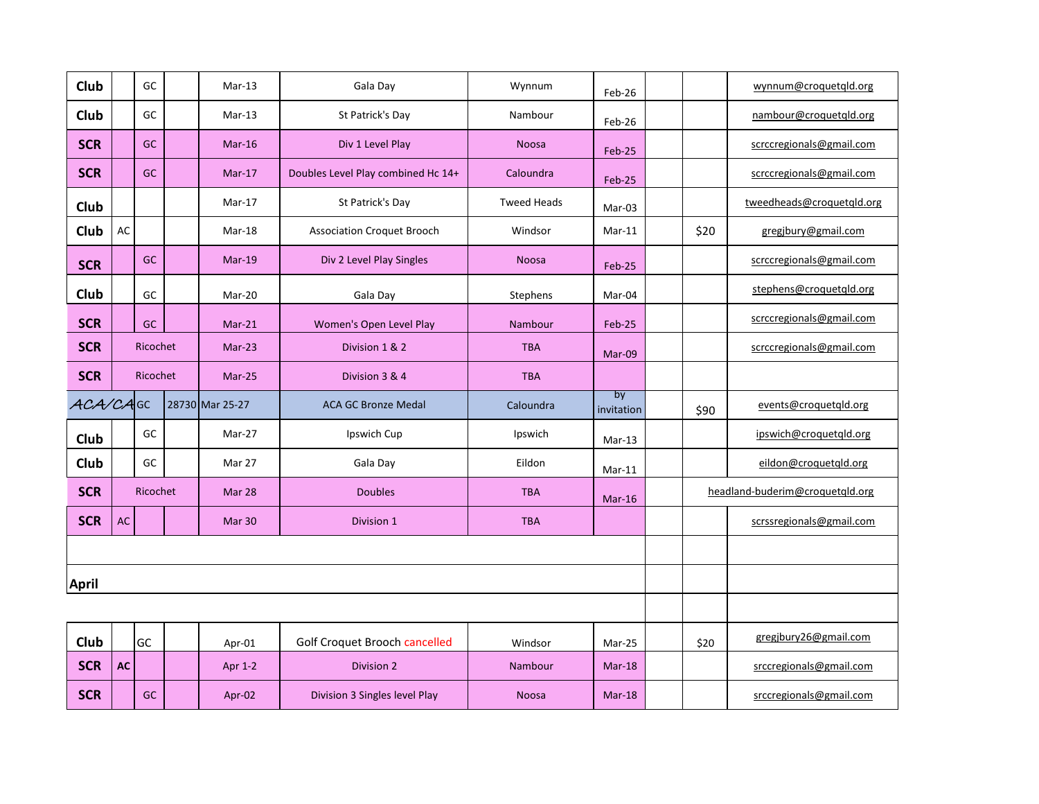| | | | | | | | | | | |
|---|---|---|---|---|---|---|---|---|---|---|
| **Club** | | GC | | Mar-13 | Gala Day | Wynnum | Feb-26 | | | wynnum@croquetqld.org |
| **Club** | | GC | | Mar-13 | St Patrick's Day | Nambour | Feb-26 | | | nambour@croquetqld.org |
| **SCR** | | GC | | Mar-16 | Div 1 Level Play | Noosa | Feb-25 | | | scrccregionals@gmail.com |
| **SCR** | | GC | | Mar-17 | Doubles Level Play combined Hc 14+ | Caloundra | Feb-25 | | | scrccregionals@gmail.com |
| **Club** | | | | Mar-17 | St Patrick's Day | Tweed Heads | Mar-03 | | | tweedheads@croquetqld.org |
| **Club** | AC | | | Mar-18 | Association Croquet Brooch | Windsor | Mar-11 | | $20 | gregjbury@gmail.com |
| **SCR** | | GC | | Mar-19 | Div 2 Level Play Singles | Noosa | Feb-25 | | | scrccregionals@gmail.com |
| **Club** | | GC | | Mar-20 | Gala Day | Stephens | Mar-04 | | | stephens@croquetqld.org |
| **SCR** | | GC | | Mar-21 | Women's Open Level Play | Nambour | Feb-25 | | | scrccregionals@gmail.com |
| **SCR** | Ricochet | | | Mar-23 | Division 1 & 2 | TBA | Mar-09 | | | scrccregionals@gmail.com |
| **SCR** | Ricochet | | | Mar-25 | Division 3 & 4 | TBA | | | | |
| ACA/CA | GC | | 28730 | Mar 25-27 | ACA GC Bronze Medal | Caloundra | by invitation | | $90 | events@croquetqld.org |
| **Club** | | GC | | Mar-27 | Ipswich Cup | Ipswich | Mar-13 | | | ipswich@croquetqld.org |
| **Club** | | GC | | Mar 27 | Gala Day | Eildon | Mar-11 | | | eildon@croquetqld.org |
| **SCR** | Ricochet | | | Mar 28 | Doubles | TBA | Mar-16 | | headland-buderim@croquetqld.org | |
| **SCR** | AC | | | Mar 30 | Division 1 | TBA | | | | scrssregionals@gmail.com |
| | | | | | | | | | | |
| **April** | | | | | | | | | | |
| | | | | | | | | | | |
| **Club** | | GC | | Apr-01 | Golf Croquet Brooch cancelled | Windsor | Mar-25 | | $20 | gregjbury26@gmail.com |
| **SCR** | **AC** | | | Apr 1-2 | Division 2 | Nambour | Mar-18 | | | srccregionals@gmail.com |
| **SCR** | | GC | | Apr-02 | Division 3 Singles level Play | Noosa | Mar-18 | | | srccregionals@gmail.com |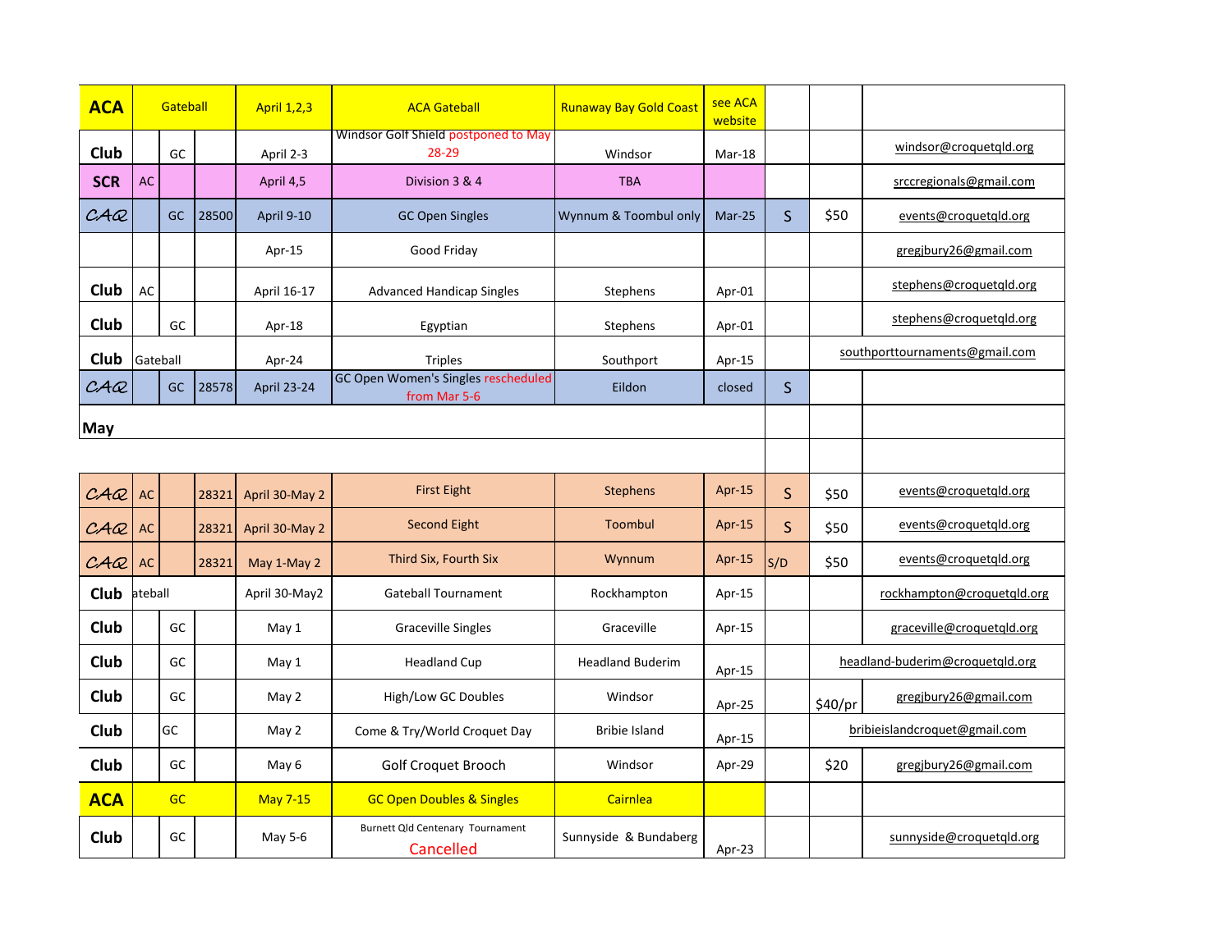| | | | | | | | | | | |
|---|---|---|---|---|---|---|---|---|---|---|
| **ACA** | Gateball | | | April 1,2,3 | ACA Gateball | Runaway Bay Gold Coast | see ACA website | | | |
| **Club** | | GC | | April 2-3 | Windsor Golf Shield postponed to May 28-29 | Windsor | Mar-18 | | | windsor@croquetqld.org |
| **SCR** | AC | | | April 4,5 | Division 3 & 4 | TBA | | | | srccregionals@gmail.com |
| *CAQ* | | GC | 28500 | April 9-10 | GC Open Singles | Wynnum & Toombul only | Mar-25 | S | $50 | events@croquetqld.org |
| | | | | Apr-15 | Good Friday | | | | | gregjbury26@gmail.com |
| **Club** | AC | | | April 16-17 | Advanced Handicap Singles | Stephens | Apr-01 | | | stephens@croquetqld.org |
| **Club** | | GC | | Apr-18 | Egyptian | Stephens | Apr-01 | | | stephens@croquetqld.org |
| **Club** | Gateball | | | Apr-24 | Triples | Southport | Apr-15 | | | southporttournaments@gmail.com |
| *CAQ* | | GC | 28578 | April 23-24 | GC Open Women's Singles rescheduled from Mar 5-6 | Eildon | closed | S | | |
| **May** | | | | | | | | | | |
| | | | | | | | | | | |
| *CAQ* | AC | | 28321 | April 30-May 2 | First Eight | Stephens | Apr-15 | S | $50 | events@croquetqld.org |
| *CAQ* | AC | | 28321 | April 30-May 2 | Second Eight | Toombul | Apr-15 | S | $50 | events@croquetqld.org |
| *CAQ* | AC | | 28321 | May 1-May 2 | Third Six, Fourth Six | Wynnum | Apr-15 | S/D | $50 | events@croquetqld.org |
| **Club** | ateball | | | April 30-May2 | Gateball Tournament | Rockhampton | Apr-15 | | | rockhampton@croquetqld.org |
| **Club** | | GC | | May 1 | Graceville Singles | Graceville | Apr-15 | | | graceville@croquetqld.org |
| **Club** | | GC | | May 1 | Headland Cup | Headland Buderim | Apr-15 | | | headland-buderim@croquetqld.org |
| **Club** | | GC | | May 2 | High/Low GC Doubles | Windsor | Apr-25 | | $40/pr | gregjbury26@gmail.com |
| **Club** | | GC | | May 2 | Come & Try/World Croquet Day | Bribie Island | Apr-15 | | | bribieislandcroquet@gmail.com |
| **Club** | | GC | | May 6 | Golf Croquet Brooch | Windsor | Apr-29 | | $20 | gregjbury26@gmail.com |
| **ACA** | | GC | | May 7-15 | GC Open Doubles & Singles | Cairnlea | | | | |
| **Club** | | GC | | May 5-6 | Burnett Qld Centenary Tournament Cancelled | Sunnyside & Bundaberg | Apr-23 | | | sunnyside@croquetqld.org |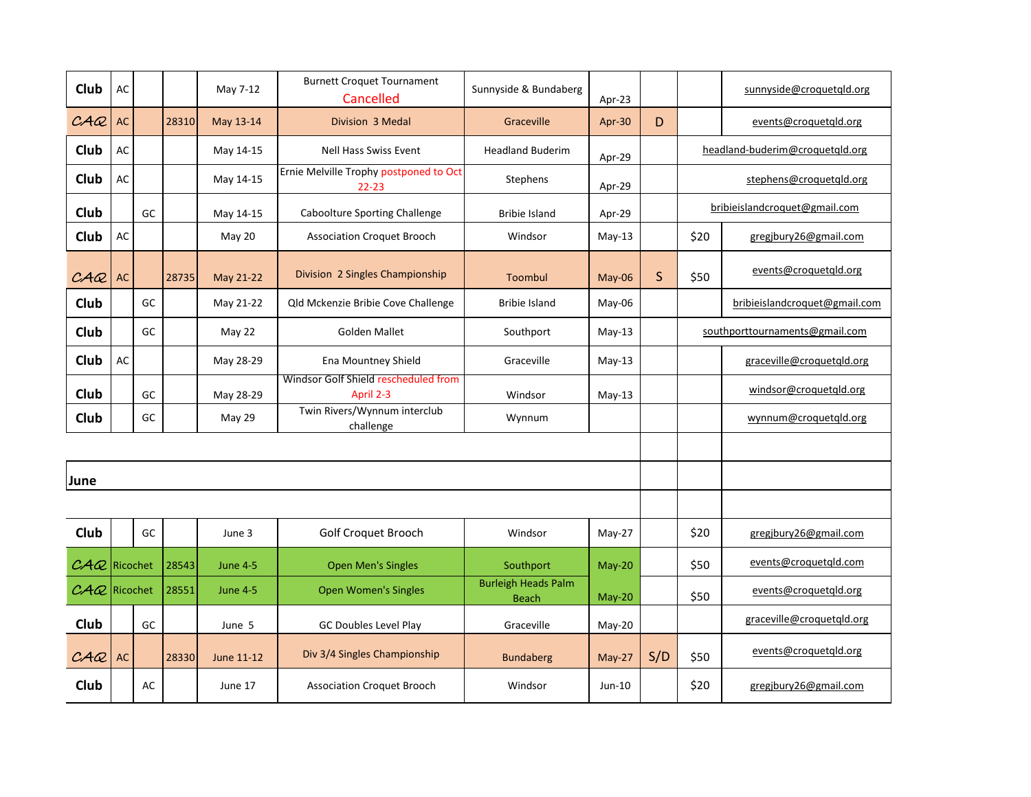| | | | | | | | | | | |
|---|---|---|---|---|---|---|---|---|---|---|
| Club | AC | | | May 7-12 | Burnett Croquet Tournament Cancelled | Sunnyside & Bundaberg | Apr-23 | | | sunnyside@croquetqld.org |
| CAQ | AC | | 28310 | May 13-14 | Division 3 Medal | Graceville | Apr-30 | D | | events@croquetqld.org |
| Club | AC | | | May 14-15 | Nell Hass Swiss Event | Headland Buderim | Apr-29 | | headland-buderim@croquetqld.org | |
| Club | AC | | | May 14-15 | Ernie Melville Trophy postponed to Oct 22-23 | Stephens | Apr-29 | | stephens@croquetqld.org | |
| Club | | GC | | May 14-15 | Caboolture Sporting Challenge | Bribie Island | Apr-29 | | bribieislandcroquet@gmail.com | |
| Club | AC | | | May 20 | Association Croquet Brooch | Windsor | May-13 | | $20 | gregjbury26@gmail.com |
| CAQ | AC | | 28735 | May 21-22 | Division 2 Singles Championship | Toombul | May-06 | S | $50 | events@croquetqld.org |
| Club | | GC | | May 21-22 | Qld Mckenzie Bribie Cove Challenge | Bribie Island | May-06 | | | bribieislandcroquet@gmail.com |
| Club | | GC | | May 22 | Golden Mallet | Southport | May-13 | | southporttournaments@gmail.com | |
| Club | AC | | | May 28-29 | Ena Mountney Shield | Graceville | May-13 | | | graceville@croquetqld.org |
| Club | | GC | | May 28-29 | Windsor Golf Shield rescheduled from April 2-3 | Windsor | May-13 | | | windsor@croquetqld.org |
| Club | | GC | | May 29 | Twin Rivers/Wynnum interclub challenge | Wynnum | | | | wynnum@croquetqld.org |
| | | | | | | | | | | |
| **June** | | | | | | | | | | |
| | | | | | | | | | | |
| Club | | GC | | June 3 | Golf Croquet Brooch | Windsor | May-27 | | $20 | gregjbury26@gmail.com |
| CAQ | Ricochet | | 28543 | June 4-5 | Open Men's Singles | Southport | May-20 | | $50 | events@croquetqld.com |
| CAQ | Ricochet | | 28551 | June 4-5 | Open Women's Singles | Burleigh Heads Palm Beach | May-20 | | $50 | events@croquetqld.org |
| Club | | GC | | June 5 | GC Doubles Level Play | Graceville | May-20 | | | graceville@croquetqld.org |
| CAQ | AC | | 28330 | June 11-12 | Div 3/4 Singles Championship | Bundaberg | May-27 | S/D | $50 | events@croquetqld.org |
| Club | | AC | | June 17 | Association Croquet Brooch | Windsor | Jun-10 | | $20 | gregjbury26@gmail.com |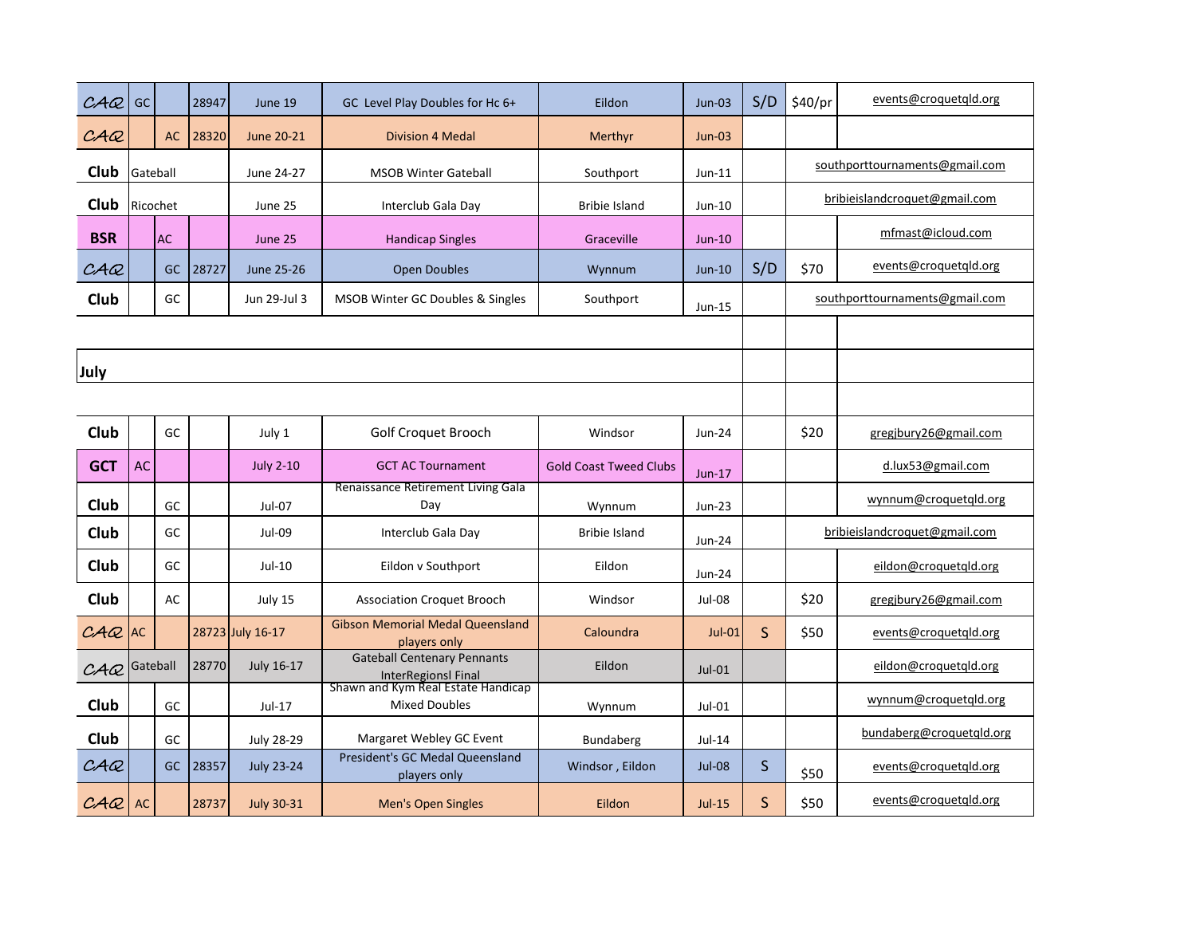| | | | | | | | | | | |
|---|---|---|---|---|---|---|---|---|---|---|
| CAQ | GC | | 28947 | June 19 | GC Level Play Doubles for Hc 6+ | Eildon | Jun-03 | S/D | $40/pr | events@croquetqld.org |
| CAQ | | AC | 28320 | June 20-21 | Division 4 Medal | Merthyr | Jun-03 | | | |
| **Club** | Gateball | | | June 24-27 | MSOB Winter Gateball | Southport | Jun-11 | | | southporttournaments@gmail.com |
| **Club** | Ricochet | | | June 25 | Interclub Gala Day | Bribie Island | Jun-10 | | | bribieislandcroquet@gmail.com |
| **BSR** | AC | | | June 25 | Handicap Singles | Graceville | Jun-10 | | | mfmast@icloud.com |
| CAQ | | GC | 28727 | June 25-26 | Open Doubles | Wynnum | Jun-10 | S/D | $70 | events@croquetqld.org |
| **Club** | | GC | | Jun 29-Jul 3 | MSOB Winter GC Doubles & Singles | Southport | Jun-15 | | | southporttournaments@gmail.com |
| | | | | | | | | | | |
| **July** | | | | | | | | | | |
| | | | | | | | | | | |
| **Club** | | GC | | July 1 | Golf Croquet Brooch | Windsor | Jun-24 | | $20 | gregjbury26@gmail.com |
| **GCT** | AC | | | July 2-10 | GCT AC Tournament | Gold Coast Tweed Clubs | Jun-17 | | | d.lux53@gmail.com |
| **Club** | | GC | | Jul-07 | Renaissance Retirement Living Gala Day | Wynnum | Jun-23 | | | wynnum@croquetqld.org |
| **Club** | | GC | | Jul-09 | Interclub Gala Day | Bribie Island | Jun-24 | | | bribieislandcroquet@gmail.com |
| **Club** | | GC | | Jul-10 | Eildon v Southport | Eildon | Jun-24 | | | eildon@croquetqld.org |
| **Club** | | AC | | July 15 | Association Croquet Brooch | Windsor | Jul-08 | | $20 | gregjbury26@gmail.com |
| CAQ | AC | | 28723 | July 16-17 | Gibson Memorial Medal Queensland players only | Caloundra | Jul-01 | S | $50 | events@croquetqld.org |
| CAQ | Gateball | | 28770 | July 16-17 | Gateball Centenary Pennants InterRegionsl Final | Eildon | Jul-01 | | | eildon@croquetqld.org |
| **Club** | | GC | | Jul-17 | Shawn and Kym Real Estate Handicap Mixed Doubles | Wynnum | Jul-01 | | | wynnum@croquetqld.org |
| **Club** | | GC | | July 28-29 | Margaret Webley GC Event | Bundaberg | Jul-14 | | | bundaberg@croquetqld.org |
| CAQ | | GC | 28357 | July 23-24 | President's GC Medal Queensland players only | Windsor , Eildon | Jul-08 | S | $50 | events@croquetqld.org |
| CAQ | AC | | 28737 | July 30-31 | Men's Open Singles | Eildon | Jul-15 | S | $50 | events@croquetqld.org |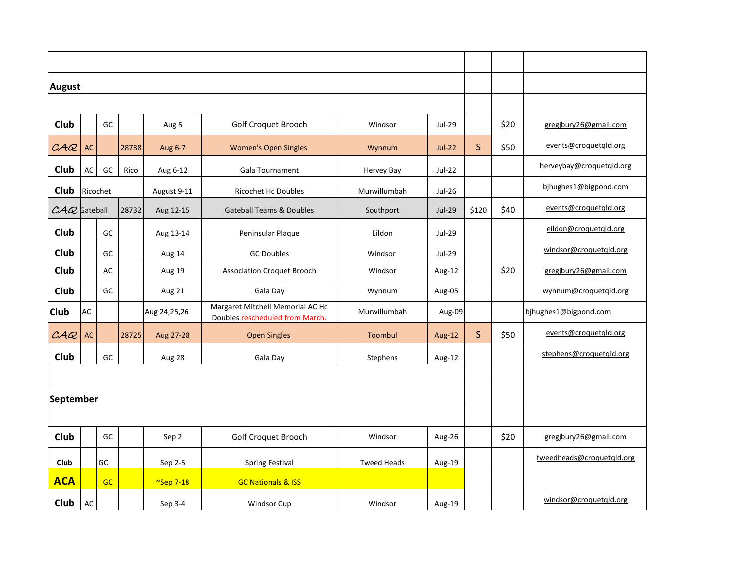| | | | | | | | | | | |
|---|---|---|---|---|---|---|---|---|---|---|
| **August** | | | | | | | | | | |
| | | | | | | | | | | |
| **Club** | | GC | | Aug 5 | Golf Croquet Brooch | Windsor | Jul-29 | | $20 | gregjbury26@gmail.com |
| *CAQ* | AC | | 28738 | Aug 6-7 | Women's Open Singles | Wynnum | Jul-22 | S | $50 | events@croquetqld.org |
| **Club** | AC | GC | Rico | Aug 6-12 | Gala Tournament | Hervey Bay | Jul-22 | | | herveybay@croquetqld.org |
| **Club** | Ricochet | | | August 9-11 | Ricochet Hc Doubles | Murwillumbah | Jul-26 | | | bjhughes1@bigpond.com |
| *CAQ* | Gateball | | 28732 | Aug 12-15 | Gateball Teams & Doubles | Southport | Jul-29 | $120 | $40 | events@croquetqld.org |
| **Club** | | GC | | Aug 13-14 | Peninsular Plaque | Eildon | Jul-29 | | | eildon@croquetqld.org |
| **Club** | | GC | | Aug 14 | GC Doubles | Windsor | Jul-29 | | | windsor@croquetqld.org |
| **Club** | | AC | | Aug 19 | Association Croquet Brooch | Windsor | Aug-12 | | $20 | gregjbury26@gmail.com |
| **Club** | | GC | | Aug 21 | Gala Day | Wynnum | Aug-05 | | | wynnum@croquetqld.org |
| **Club** | AC | | | Aug 24,25,26 | Margaret Mitchell Memorial AC Hc Doubles rescheduled from March. | Murwillumbah | Aug-09 | | | bjhughes1@bigpond.com |
| *CAQ* | AC | | 28725 | Aug 27-28 | Open Singles | Toombul | Aug-12 | S | $50 | events@croquetqld.org |
| **Club** | | GC | | Aug 28 | Gala Day | Stephens | Aug-12 | | | stephens@croquetqld.org |
| | | | | | | | | | | |
| **September** | | | | | | | | | | |
| | | | | | | | | | | |
| **Club** | | GC | | Sep 2 | Golf Croquet Brooch | Windsor | Aug-26 | | $20 | gregjbury26@gmail.com |
| **Club** | | GC | | Sep 2-5 | Spring Festival | Tweed Heads | Aug-19 | | | tweedheads@croquetqld.org |
| **ACA** | | GC | | ~Sep 7-18 | GC Nationals & ISS | | | | | |
| **Club** | AC | | | Sep 3-4 | Windsor Cup | Windsor | Aug-19 | | | windsor@croquetqld.org |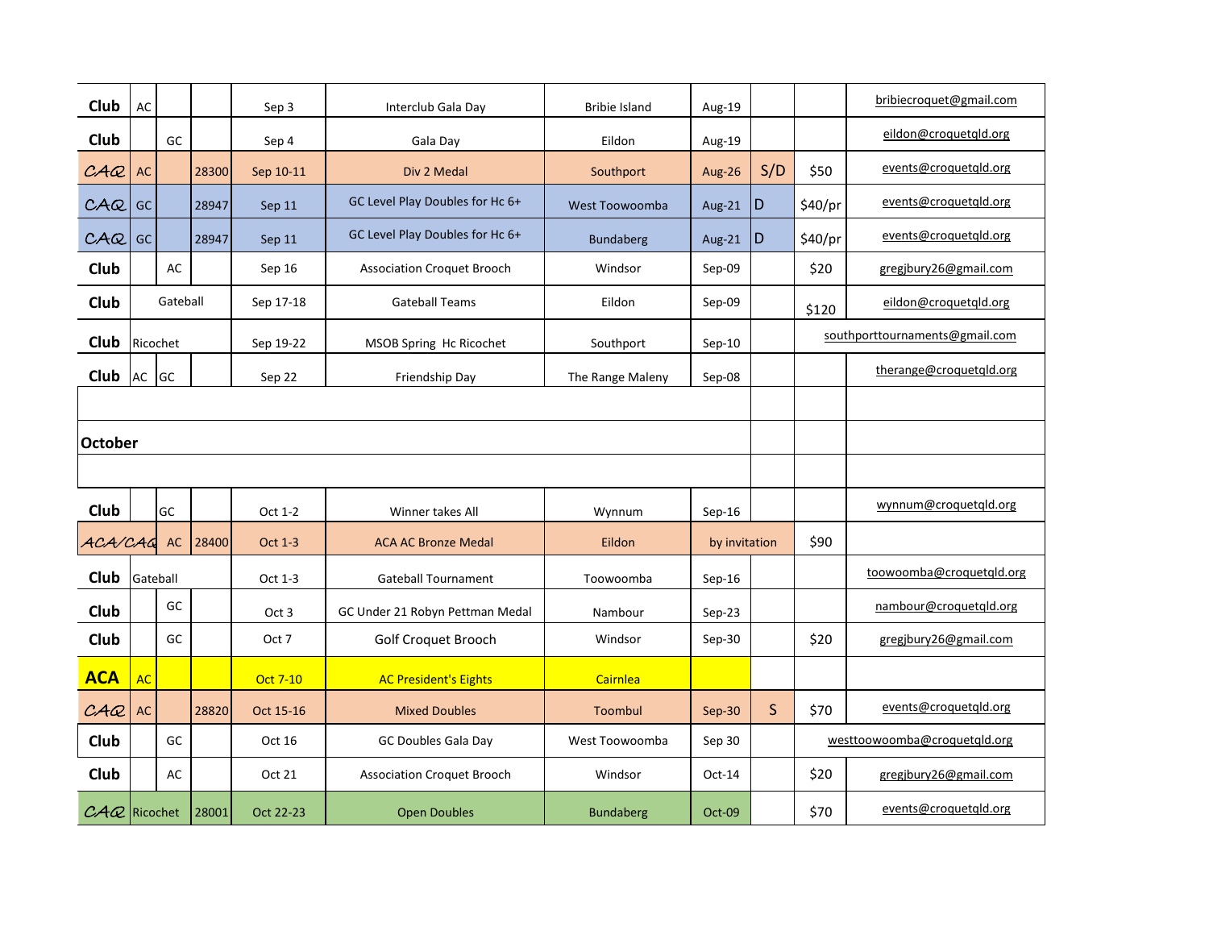| | | | | | | | | | | |
|---|---|---|---|---|---|---|---|---|---|---|
| Club | AC | | | Sep 3 | Interclub Gala Day | Bribie Island | Aug-19 | | | bribiecroquet@gmail.com |
| Club | | GC | | Sep 4 | Gala Day | Eildon | Aug-19 | | | eildon@croquetqld.org |
| CAQ | AC | | 28300 | Sep 10-11 | Div 2 Medal | Southport | Aug-26 | S/D | $50 | events@croquetqld.org |
| CAQ | GC | | 28947 | Sep 11 | GC Level Play Doubles for Hc 6+ | West Toowoomba | Aug-21 | D | $40/pr | events@croquetqld.org |
| CAQ | GC | | 28947 | Sep 11 | GC Level Play Doubles for Hc 6+ | Bundaberg | Aug-21 | D | $40/pr | events@croquetqld.org |
| Club | | AC | | Sep 16 | Association Croquet Brooch | Windsor | Sep-09 | | $20 | gregjbury26@gmail.com |
| Club | Gateball | | | Sep 17-18 | Gateball Teams | Eildon | Sep-09 | | $120 | eildon@croquetqld.org |
| Club | Ricochet | | | Sep 19-22 | MSOB Spring Hc Ricochet | Southport | Sep-10 | | southporttournaments@gmail.com | |
| Club | AC | GC | | Sep 22 | Friendship Day | The Range Maleny | Sep-08 | | | therange@croquetqld.org |
| | | | | | | | | | | |
| **October** | | | | | | | | | | |
| | | | | | | | | | | |
| Club | | GC | | Oct 1-2 | Winner takes All | Wynnum | Sep-16 | | | wynnum@croquetqld.org |
| ACA/CAQ | AC | | 28400 | Oct 1-3 | ACA AC Bronze Medal | Eildon | by invitation | | $90 | |
| Club | Gateball | | | Oct 1-3 | Gateball Tournament | Toowoomba | Sep-16 | | | toowoomba@croquetqld.org |
| Club | | GC | | Oct 3 | GC Under 21 Robyn Pettman Medal | Nambour | Sep-23 | | | nambour@croquetqld.org |
| Club | | GC | | Oct 7 | Golf Croquet Brooch | Windsor | Sep-30 | | $20 | gregjbury26@gmail.com |
| ACA | AC | | | Oct 7-10 | AC President's Eights | Cairnlea | | | | |
| CAQ | AC | | 28820 | Oct 15-16 | Mixed Doubles | Toombul | Sep-30 | S | $70 | events@croquetqld.org |
| Club | | GC | | Oct 16 | GC Doubles Gala Day | West Toowoomba | Sep 30 | | westtoowoomba@croquetqld.org | |
| Club | | AC | | Oct 21 | Association Croquet Brooch | Windsor | Oct-14 | | $20 | gregjbury26@gmail.com |
| CAQ | Ricochet | | 28001 | Oct 22-23 | Open Doubles | Bundaberg | Oct-09 | | $70 | events@croquetqld.org |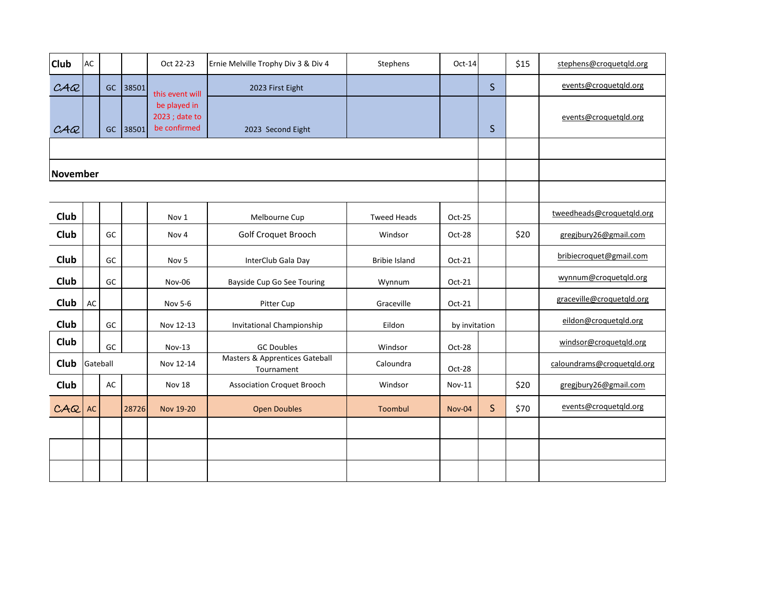| | | | | | | | | | | |
|---|---|---|---|---|---|---|---|---|---|---|
| **Club** | AC | | | Oct 22-23 | Ernie Melville Trophy Div 3 & Div 4 | Stephens | Oct-14 | | $15 | stephens@croquetqld.org |
| CAQ | | GC | 38501 | this event will be played in 2023 ; date to be confirmed | 2023 First Eight | | | S | | events@croquetqld.org |
| CAQ | | GC | 38501 | | 2023 Second Eight | | | S | | events@croquetqld.org |
| | | | | | | | | | | |
| **November** | | | | | | | | | | |
| | | | | | | | | | | |
| **Club** | | | | Nov 1 | Melbourne Cup | Tweed Heads | Oct-25 | | | tweedheads@croquetqld.org |
| **Club** | | GC | | Nov 4 | Golf Croquet Brooch | Windsor | Oct-28 | | $20 | gregjbury26@gmail.com |
| **Club** | | GC | | Nov 5 | InterClub Gala Day | Bribie Island | Oct-21 | | | bribiecroquet@gmail.com |
| **Club** | | GC | | Nov-06 | Bayside Cup Go See Touring | Wynnum | Oct-21 | | | wynnum@croquetqld.org |
| **Club** | AC | | | Nov 5-6 | Pitter Cup | Graceville | Oct-21 | | | graceville@croquetqld.org |
| **Club** | | GC | | Nov 12-13 | Invitational Championship | Eildon | by invitation | | | eildon@croquetqld.org |
| **Club** | | GC | | Nov-13 | GC Doubles | Windsor | Oct-28 | | | windsor@croquetqld.org |
| **Club** | Gateball | | | Nov 12-14 | Masters & Apprentices Gateball Tournament | Caloundra | Oct-28 | | | caloundrams@croquetqld.org |
| **Club** | | AC | | Nov 18 | Association Croquet Brooch | Windsor | Nov-11 | | $20 | gregjbury26@gmail.com |
| CAQ | AC | | 28726 | Nov 19-20 | Open Doubles | Toombul | Nov-04 | S | $70 | events@croquetqld.org |
| | | | | | | | | | | |
| | | | | | | | | | | |
| | | | | | | | | | | |